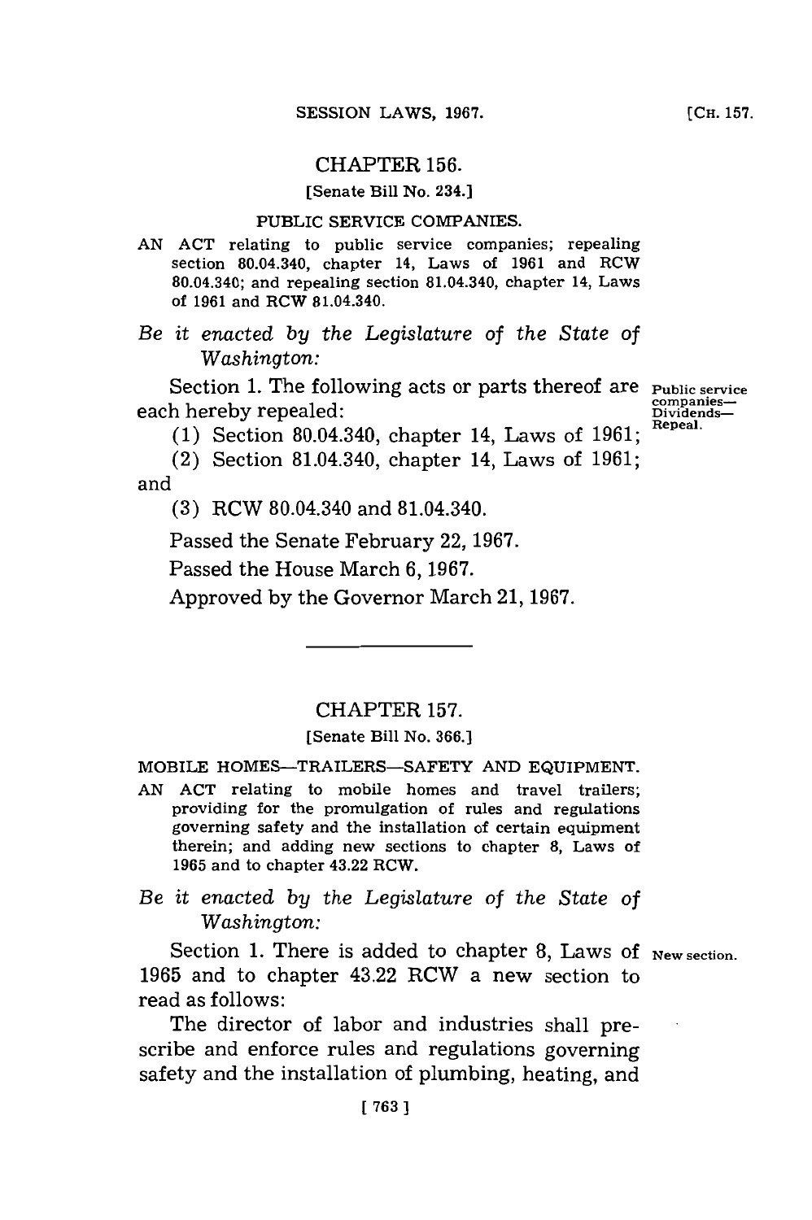## CHAPTER 156.

[Senate Bill No. 234.]

PUBLIC SERVICE COMPANIES.

AN ACT relating to public service companies; repealing section 80.04.340, chapter 14, Laws of 1961 and RCW 80.04.340; and repealing section 81.04.340, chapter 14, Laws of 1961 and RCW 81.04.340.

*Be it enacted by the Legislature of the State of Washington:*

Section 1. The following acts or parts thereof are each hereby repealed:

Public service companies—Dividends—Repeal.

(1) Section 80.04.340, chapter 14, Laws of 1961;

(2) Section 81.04.340, chapter 14, Laws of 1961; and

(3) RCW 80.04.340 and 81.04.340.

Passed the Senate February 22, 1967.

Passed the House March 6, 1967.

Approved by the Governor March 21, 1967.

---

## CHAPTER 157.

[Senate Bill No. 366.]

MOBILE HOMES—TRAILERS—SAFETY AND EQUIPMENT.

AN ACT relating to mobile homes and travel trailers; providing for the promulgation of rules and regulations governing safety and the installation of certain equipment therein; and adding new sections to chapter 8, Laws of 1965 and to chapter 43.22 RCW.

*Be it enacted by the Legislature of the State of Washington:*

Section 1. There is added to chapter 8, Laws of 1965 and to chapter 43.22 RCW a new section to read as follows:

New section.

The director of labor and industries shall prescribe and enforce rules and regulations governing safety and the installation of plumbing, heating, and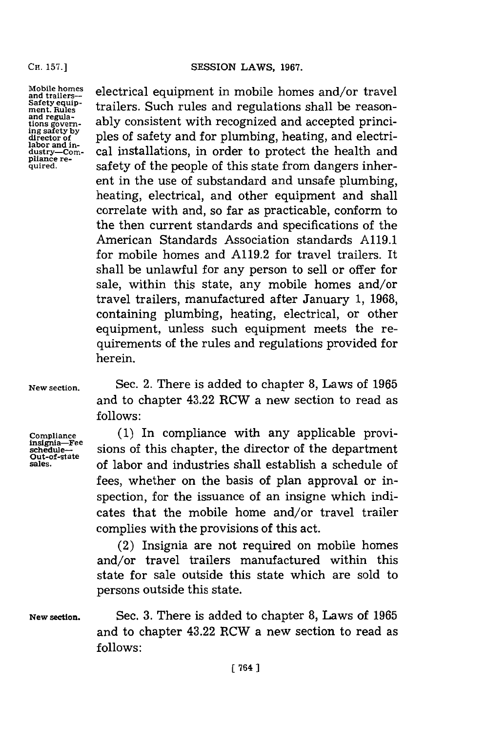Mobile homes and trailers—Safety equipment. Rules and regulations governing safety by director of labor and industry—Compliance required.

electrical equipment in mobile homes and/or travel trailers. Such rules and regulations shall be reasonably consistent with recognized and accepted principles of safety and for plumbing, heating, and electrical installations, in order to protect the health and safety of the people of this state from dangers inherent in the use of substandard and unsafe plumbing, heating, electrical, and other equipment and shall correlate with and, so far as practicable, conform to the then current standards and specifications of the American Standards Association standards A119.1 for mobile homes and A119.2 for travel trailers. It shall be unlawful for any person to sell or offer for sale, within this state, any mobile homes and/or travel trailers, manufactured after January 1, 1968, containing plumbing, heating, electrical, or other equipment, unless such equipment meets the requirements of the rules and regulations provided for herein.

New section.

Sec. 2. There is added to chapter 8, Laws of 1965 and to chapter 43.22 RCW a new section to read as follows:

Compliance insignia—Fee schedule—Out-of-state sales.

(1) In compliance with any applicable provisions of this chapter, the director of the department of labor and industries shall establish a schedule of fees, whether on the basis of plan approval or inspection, for the issuance of an insigne which indicates that the mobile home and/or travel trailer complies with the provisions of this act.

(2) Insignia are not required on mobile homes and/or travel trailers manufactured within this state for sale outside this state which are sold to persons outside this state.

New section.

Sec. 3. There is added to chapter 8, Laws of 1965 and to chapter 43.22 RCW a new section to read as follows: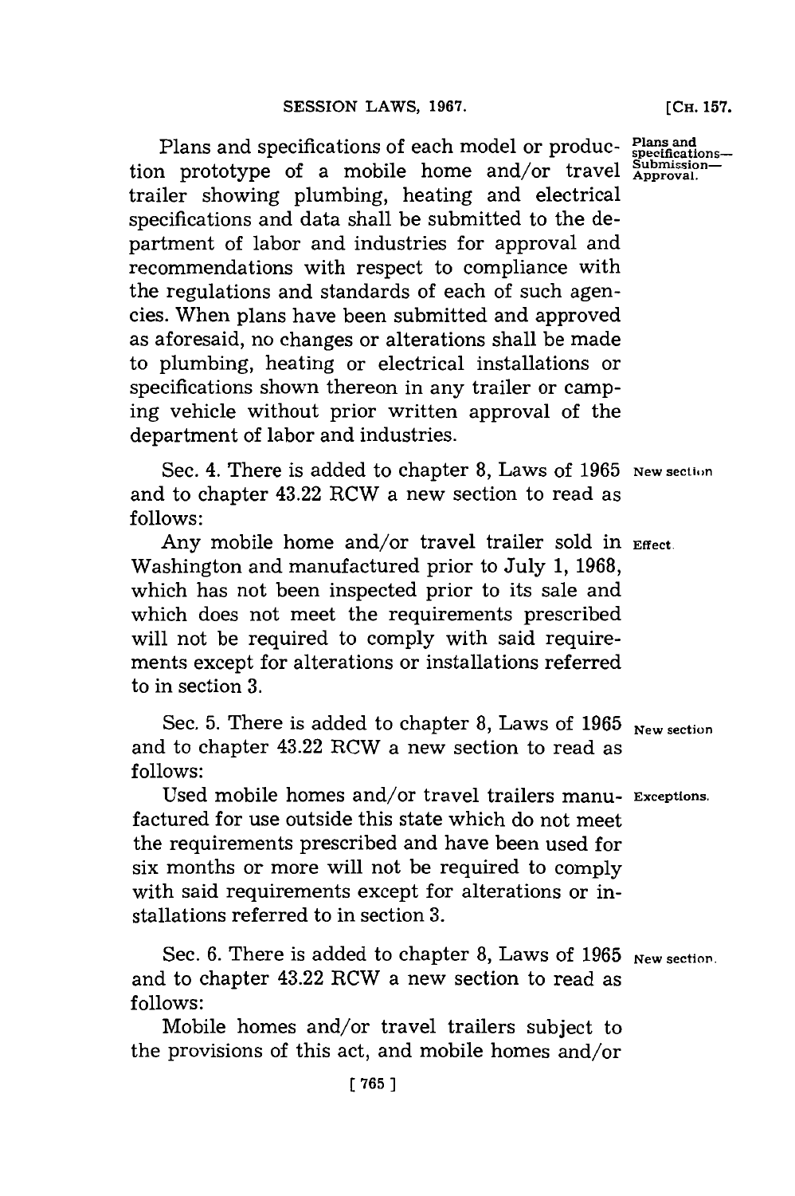Plans and specifications of each model or production prototype of a mobile home and/or travel trailer showing plumbing, heating and electrical specifications and data shall be submitted to the department of labor and industries for approval and recommendations with respect to compliance with the regulations and standards of each of such agencies. When plans have been submitted and approved as aforesaid, no changes or alterations shall be made to plumbing, heating or electrical installations or specifications shown thereon in any trailer or camping vehicle without prior written approval of the department of labor and industries.

Plans and specifications—Submission—Approval.

Sec. 4. There is added to chapter 8, Laws of 1965 and to chapter 43.22 RCW a new section to read as follows:

New section

Any mobile home and/or travel trailer sold in Washington and manufactured prior to July 1, 1968, which has not been inspected prior to its sale and which does not meet the requirements prescribed will not be required to comply with said requirements except for alterations or installations referred to in section 3.

Effect.

Sec. 5. There is added to chapter 8, Laws of 1965 and to chapter 43.22 RCW a new section to read as follows:

New section

Used mobile homes and/or travel trailers manufactured for use outside this state which do not meet the requirements prescribed and have been used for six months or more will not be required to comply with said requirements except for alterations or installations referred to in section 3.

Exceptions.

Sec. 6. There is added to chapter 8, Laws of 1965 and to chapter 43.22 RCW a new section to read as follows:

New section.

Mobile homes and/or travel trailers subject to the provisions of this act, and mobile homes and/or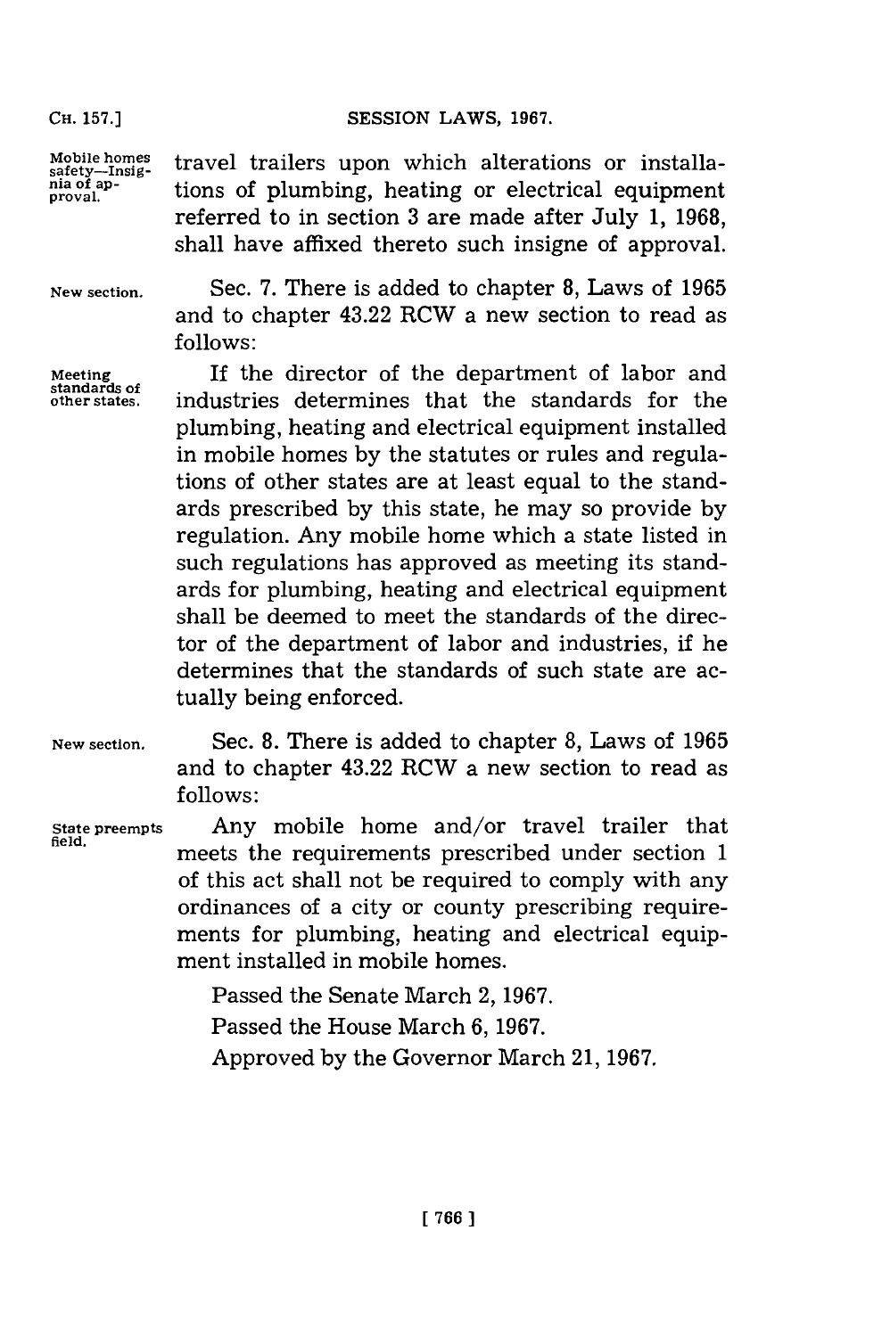Mobile homes safety—Insignia of approval.

travel trailers upon which alterations or installations of plumbing, heating or electrical equipment referred to in section 3 are made after July 1, 1968, shall have affixed thereto such insigne of approval.

New section.

Sec. 7. There is added to chapter 8, Laws of 1965 and to chapter 43.22 RCW a new section to read as follows:

Meeting standards of other states.

If the director of the department of labor and industries determines that the standards for the plumbing, heating and electrical equipment installed in mobile homes by the statutes or rules and regulations of other states are at least equal to the standards prescribed by this state, he may so provide by regulation. Any mobile home which a state listed in such regulations has approved as meeting its standards for plumbing, heating and electrical equipment shall be deemed to meet the standards of the director of the department of labor and industries, if he determines that the standards of such state are actually being enforced.

New section.

Sec. 8. There is added to chapter 8, Laws of 1965 and to chapter 43.22 RCW a new section to read as follows:

State preempts field.

Any mobile home and/or travel trailer that meets the requirements prescribed under section 1 of this act shall not be required to comply with any ordinances of a city or county prescribing requirements for plumbing, heating and electrical equipment installed in mobile homes.

Passed the Senate March 2, 1967.

Passed the House March 6, 1967.

Approved by the Governor March 21, 1967.